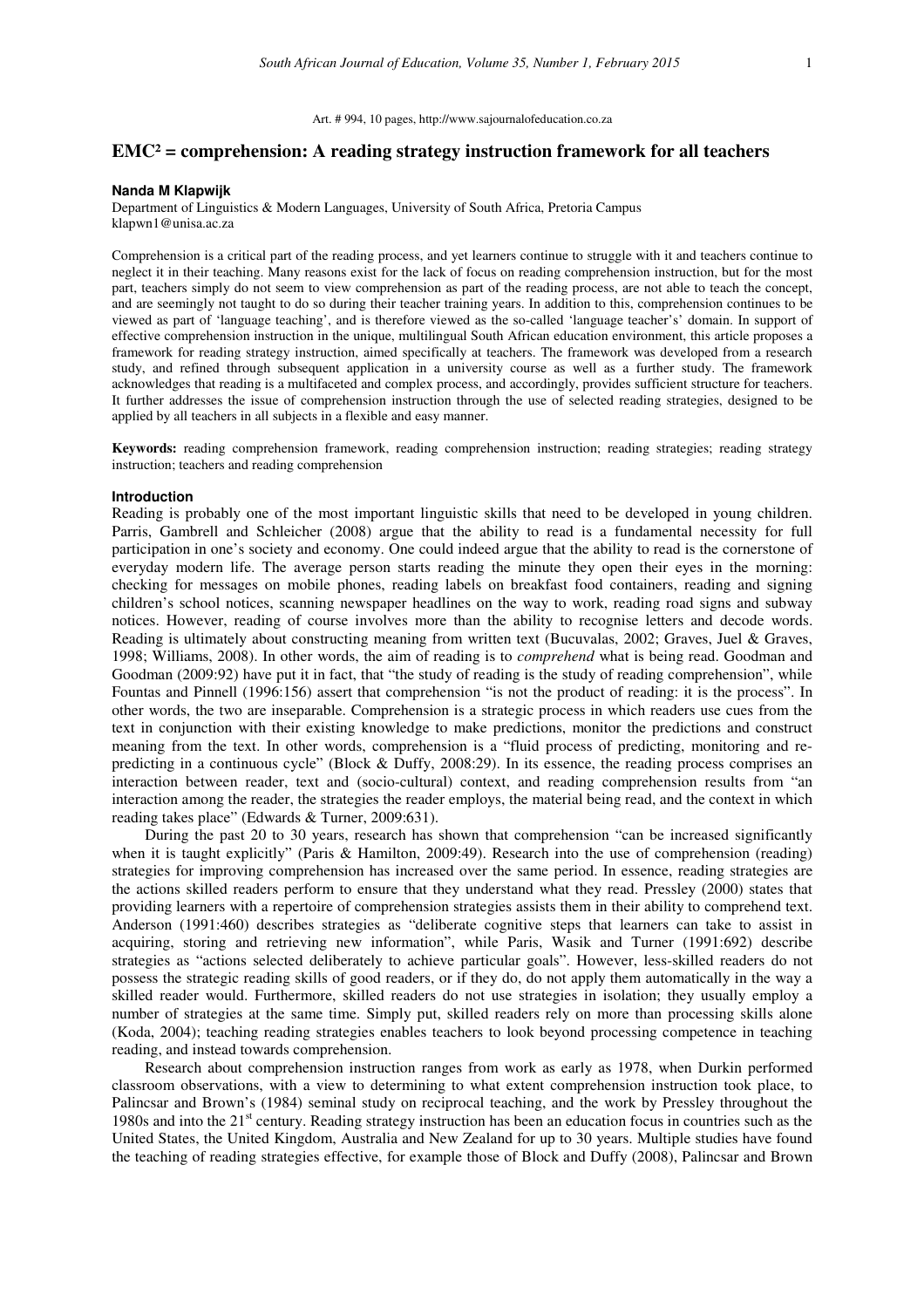Art. # 994, 10 pages, http://www.sajournalofeducation.co.za

# EMC² = comprehension: A reading strategy instruction framework for all teachers

**Nanda M Klapwijk**
Department of Linguistics & Modern Languages, University of South Africa, Pretoria Campus
klapwn1@unisa.ac.za

Comprehension is a critical part of the reading process, and yet learners continue to struggle with it and teachers continue to neglect it in their teaching. Many reasons exist for the lack of focus on reading comprehension instruction, but for the most part, teachers simply do not seem to view comprehension as part of the reading process, are not able to teach the concept, and are seemingly not taught to do so during their teacher training years. In addition to this, comprehension continues to be viewed as part of 'language teaching', and is therefore viewed as the so-called 'language teacher's' domain. In support of effective comprehension instruction in the unique, multilingual South African education environment, this article proposes a framework for reading strategy instruction, aimed specifically at teachers. The framework was developed from a research study, and refined through subsequent application in a university course as well as a further study. The framework acknowledges that reading is a multifaceted and complex process, and accordingly, provides sufficient structure for teachers. It further addresses the issue of comprehension instruction through the use of selected reading strategies, designed to be applied by all teachers in all subjects in a flexible and easy manner.

**Keywords:** reading comprehension framework, reading comprehension instruction; reading strategies; reading strategy instruction; teachers and reading comprehension

## Introduction

Reading is probably one of the most important linguistic skills that need to be developed in young children. Parris, Gambrell and Schleicher (2008) argue that the ability to read is a fundamental necessity for full participation in one's society and economy. One could indeed argue that the ability to read is the cornerstone of everyday modern life. The average person starts reading the minute they open their eyes in the morning: checking for messages on mobile phones, reading labels on breakfast food containers, reading and signing children's school notices, scanning newspaper headlines on the way to work, reading road signs and subway notices. However, reading of course involves more than the ability to recognise letters and decode words. Reading is ultimately about constructing meaning from written text (Bucuvalas, 2002; Graves, Juel & Graves, 1998; Williams, 2008). In other words, the aim of reading is to *comprehend* what is being read. Goodman and Goodman (2009:92) have put it in fact, that "the study of reading is the study of reading comprehension", while Fountas and Pinnell (1996:156) assert that comprehension "is not the product of reading: it is the process". In other words, the two are inseparable. Comprehension is a strategic process in which readers use cues from the text in conjunction with their existing knowledge to make predictions, monitor the predictions and construct meaning from the text. In other words, comprehension is a "fluid process of predicting, monitoring and re-predicting in a continuous cycle" (Block & Duffy, 2008:29). In its essence, the reading process comprises an interaction between reader, text and (socio-cultural) context, and reading comprehension results from "an interaction among the reader, the strategies the reader employs, the material being read, and the context in which reading takes place" (Edwards & Turner, 2009:631).

During the past 20 to 30 years, research has shown that comprehension "can be increased significantly when it is taught explicitly" (Paris & Hamilton, 2009:49). Research into the use of comprehension (reading) strategies for improving comprehension has increased over the same period. In essence, reading strategies are the actions skilled readers perform to ensure that they understand what they read. Pressley (2000) states that providing learners with a repertoire of comprehension strategies assists them in their ability to comprehend text. Anderson (1991:460) describes strategies as "deliberate cognitive steps that learners can take to assist in acquiring, storing and retrieving new information", while Paris, Wasik and Turner (1991:692) describe strategies as "actions selected deliberately to achieve particular goals". However, less-skilled readers do not possess the strategic reading skills of good readers, or if they do, do not apply them automatically in the way a skilled reader would. Furthermore, skilled readers do not use strategies in isolation; they usually employ a number of strategies at the same time. Simply put, skilled readers rely on more than processing skills alone (Koda, 2004); teaching reading strategies enables teachers to look beyond processing competence in teaching reading, and instead towards comprehension.

Research about comprehension instruction ranges from work as early as 1978, when Durkin performed classroom observations, with a view to determining to what extent comprehension instruction took place, to Palincsar and Brown's (1984) seminal study on reciprocal teaching, and the work by Pressley throughout the 1980s and into the 21st century. Reading strategy instruction has been an education focus in countries such as the United States, the United Kingdom, Australia and New Zealand for up to 30 years. Multiple studies have found the teaching of reading strategies effective, for example those of Block and Duffy (2008), Palincsar and Brown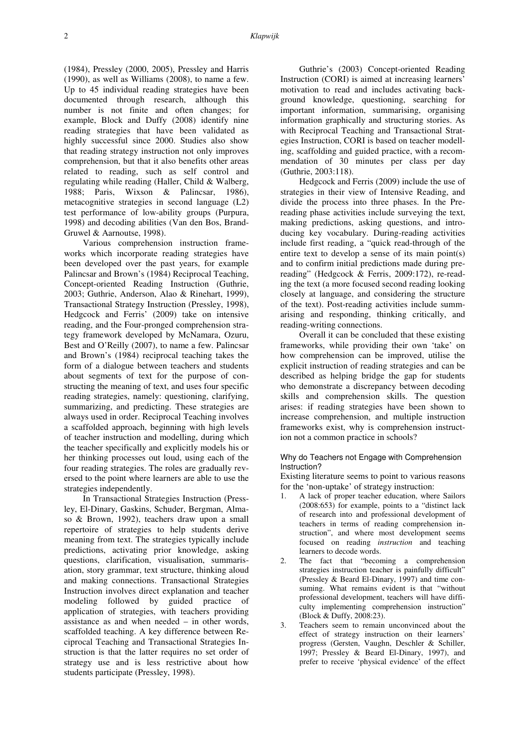(1984), Pressley (2000, 2005), Pressley and Harris (1990), as well as Williams (2008), to name a few. Up to 45 individual reading strategies have been documented through research, although this number is not finite and often changes; for example, Block and Duffy (2008) identify nine reading strategies that have been validated as highly successful since 2000. Studies also show that reading strategy instruction not only improves comprehension, but that it also benefits other areas related to reading, such as self control and regulating while reading (Haller, Child & Walberg, 1988; Paris, Wixson & Palincsar, 1986), metacognitive strategies in second language (L2) test performance of low-ability groups (Purpura, 1998) and decoding abilities (Van den Bos, Brand-Gruwel & Aarnoutse, 1998).

Various comprehension instruction frameworks which incorporate reading strategies have been developed over the past years, for example Palincsar and Brown's (1984) Reciprocal Teaching, Concept-oriented Reading Instruction (Guthrie, 2003; Guthrie, Anderson, Alao & Rinehart, 1999), Transactional Strategy Instruction (Pressley, 1998), Hedgcock and Ferris' (2009) take on intensive reading, and the Four-pronged comprehension strategy framework developed by McNamara, Ozuru, Best and O'Reilly (2007), to name a few. Palincsar and Brown's (1984) reciprocal teaching takes the form of a dialogue between teachers and students about segments of text for the purpose of constructing the meaning of text, and uses four specific reading strategies, namely: questioning, clarifying, summarizing, and predicting. These strategies are always used in order. Reciprocal Teaching involves a scaffolded approach, beginning with high levels of teacher instruction and modelling, during which the teacher specifically and explicitly models his or her thinking processes out loud, using each of the four reading strategies. The roles are gradually reversed to the point where learners are able to use the strategies independently.

In Transactional Strategies Instruction (Pressley, El-Dinary, Gaskins, Schuder, Bergman, Almaso & Brown, 1992), teachers draw upon a small repertoire of strategies to help students derive meaning from text. The strategies typically include predictions, activating prior knowledge, asking questions, clarification, visualisation, summarisation, story grammar, text structure, thinking aloud and making connections. Transactional Strategies Instruction involves direct explanation and teacher modeling followed by guided practice of application of strategies, with teachers providing assistance as and when needed – in other words, scaffolded teaching. A key difference between Reciprocal Teaching and Transactional Strategies Instruction is that the latter requires no set order of strategy use and is less restrictive about how students participate (Pressley, 1998).

Guthrie's (2003) Concept-oriented Reading Instruction (CORI) is aimed at increasing learners' motivation to read and includes activating background knowledge, questioning, searching for important information, summarising, organising information graphically and structuring stories. As with Reciprocal Teaching and Transactional Strategies Instruction, CORI is based on teacher modelling, scaffolding and guided practice, with a recommendation of 30 minutes per class per day (Guthrie, 2003:118).

Hedgcock and Ferris (2009) include the use of strategies in their view of Intensive Reading, and divide the process into three phases. In the Pre-reading phase activities include surveying the text, making predictions, asking questions, and introducing key vocabulary. During-reading activities include first reading, a "quick read-through of the entire text to develop a sense of its main point(s) and to confirm initial predictions made during pre-reading" (Hedgcock & Ferris, 2009:172), re-reading the text (a more focused second reading looking closely at language, and considering the structure of the text). Post-reading activities include summarising and responding, thinking critically, and reading-writing connections.

Overall it can be concluded that these existing frameworks, while providing their own 'take' on how comprehension can be improved, utilise the explicit instruction of reading strategies and can be described as helping bridge the gap for students who demonstrate a discrepancy between decoding skills and comprehension skills. The question arises: if reading strategies have been shown to increase comprehension, and multiple instruction frameworks exist, why is comprehension instruction not a common practice in schools?

### Why do Teachers not Engage with Comprehension Instruction?

Existing literature seems to point to various reasons for the 'non-uptake' of strategy instruction:

1. A lack of proper teacher education, where Sailors (2008:653) for example, points to a "distinct lack of research into and professional development of teachers in terms of reading comprehension instruction", and where most development seems focused on reading *instruction* and teaching learners to decode words.
2. The fact that "becoming a comprehension strategies instruction teacher is painfully difficult" (Pressley & Beard El-Dinary, 1997) and time consuming. What remains evident is that "without professional development, teachers will have difficulty implementing comprehension instruction" (Block & Duffy, 2008:23).
3. Teachers seem to remain unconvinced about the effect of strategy instruction on their learners' progress (Gersten, Vaughn, Deschler & Schiller, 1997; Pressley & Beard El-Dinary, 1997), and prefer to receive 'physical evidence' of the effect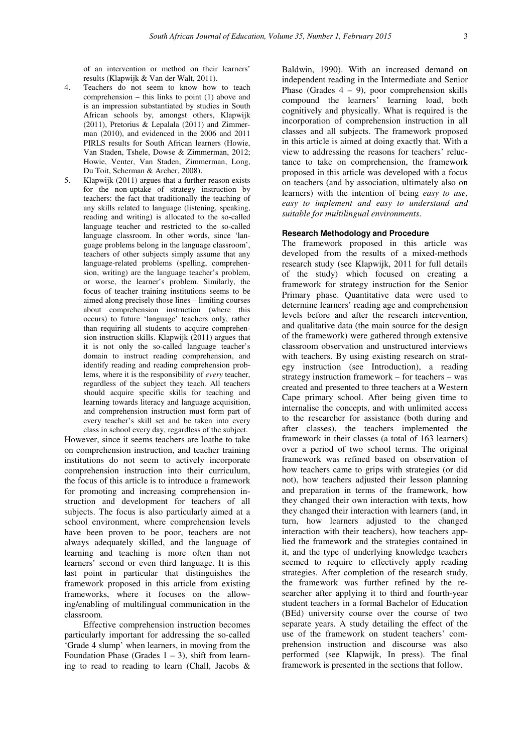of an intervention or method on their learners' results (Klapwijk & Van der Walt, 2011).

4. Teachers do not seem to know how to teach comprehension – this links to point (1) above and is an impression substantiated by studies in South African schools by, amongst others, Klapwijk (2011), Pretorius & Lepalala (2011) and Zimmerman (2010), and evidenced in the 2006 and 2011 PIRLS results for South African learners (Howie, Van Staden, Tshele, Dowse & Zimmerman, 2012; Howie, Venter, Van Staden, Zimmerman, Long, Du Toit, Scherman & Archer, 2008).
5. Klapwijk (2011) argues that a further reason exists for the non-uptake of strategy instruction by teachers: the fact that traditionally the teaching of any skills related to language (listening, speaking, reading and writing) is allocated to the so-called language teacher and restricted to the so-called language classroom. In other words, since 'language problems belong in the language classroom', teachers of other subjects simply assume that any language-related problems (spelling, comprehension, writing) are the language teacher's problem, or worse, the learner's problem. Similarly, the focus of teacher training institutions seems to be aimed along precisely those lines – limiting courses about comprehension instruction (where this occurs) to future 'language' teachers only, rather than requiring all students to acquire comprehension instruction skills. Klapwijk (2011) argues that it is not only the so-called language teacher's domain to instruct reading comprehension, and identify reading and reading comprehension problems, where it is the responsibility of *every* teacher, regardless of the subject they teach. All teachers should acquire specific skills for teaching and learning towards literacy and language acquisition, and comprehension instruction must form part of every teacher's skill set and be taken into every class in school every day, regardless of the subject.

However, since it seems teachers are loathe to take on comprehension instruction, and teacher training institutions do not seem to actively incorporate comprehension instruction into their curriculum, the focus of this article is to introduce a framework for promoting and increasing comprehension instruction and development for teachers of all subjects. The focus is also particularly aimed at a school environment, where comprehension levels have been proven to be poor, teachers are not always adequately skilled, and the language of learning and teaching is more often than not learners' second or even third language. It is this last point in particular that distinguishes the framework proposed in this article from existing frameworks, where it focuses on the allowing/enabling of multilingual communication in the classroom.

Effective comprehension instruction becomes particularly important for addressing the so-called 'Grade 4 slump' when learners, in moving from the Foundation Phase (Grades 1 – 3), shift from learning to read to reading to learn (Chall, Jacobs & Baldwin, 1990). With an increased demand on independent reading in the Intermediate and Senior Phase (Grades 4 – 9), poor comprehension skills compound the learners' learning load, both cognitively and physically. What is required is the incorporation of comprehension instruction in all classes and all subjects. The framework proposed in this article is aimed at doing exactly that. With a view to addressing the reasons for teachers' reluctance to take on comprehension, the framework proposed in this article was developed with a focus on teachers (and by association, ultimately also on learners) with the intention of being *easy to use, easy to implement and easy to understand and suitable for multilingual environments*.

### Research Methodology and Procedure

The framework proposed in this article was developed from the results of a mixed-methods research study (see Klapwijk, 2011 for full details of the study) which focused on creating a framework for strategy instruction for the Senior Primary phase. Quantitative data were used to determine learners' reading age and comprehension levels before and after the research intervention, and qualitative data (the main source for the design of the framework) were gathered through extensive classroom observation and unstructured interviews with teachers. By using existing research on strategy instruction (see Introduction), a reading strategy instruction framework – for teachers – was created and presented to three teachers at a Western Cape primary school. After being given time to internalise the concepts, and with unlimited access to the researcher for assistance (both during and after classes), the teachers implemented the framework in their classes (a total of 163 learners) over a period of two school terms. The original framework was refined based on observation of how teachers came to grips with strategies (or did not), how teachers adjusted their lesson planning and preparation in terms of the framework, how they changed their own interaction with texts, how they changed their interaction with learners (and, in turn, how learners adjusted to the changed interaction with their teachers), how teachers applied the framework and the strategies contained in it, and the type of underlying knowledge teachers seemed to require to effectively apply reading strategies. After completion of the research study, the framework was further refined by the researcher after applying it to third and fourth-year student teachers in a formal Bachelor of Education (BEd) university course over the course of two separate years. A study detailing the effect of the use of the framework on student teachers' comprehension instruction and discourse was also performed (see Klapwijk, In press). The final framework is presented in the sections that follow.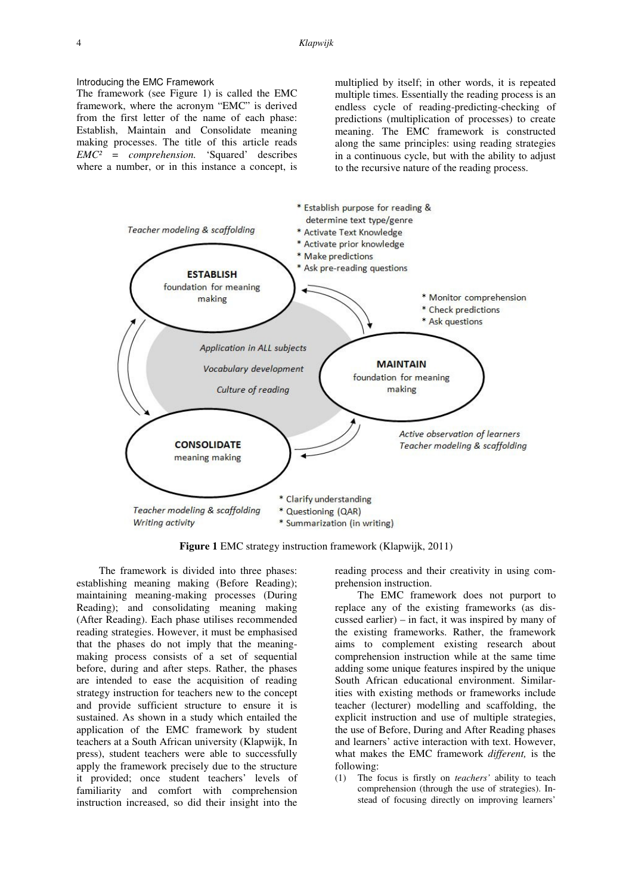### Introducing the EMC Framework

The framework (see Figure 1) is called the EMC framework, where the acronym "EMC" is derived from the first letter of the name of each phase: Establish, Maintain and Consolidate meaning making processes. The title of this article reads *EMC² = comprehension.* 'Squared' describes where a number, or in this instance a concept, is multiplied by itself; in other words, it is repeated multiple times. Essentially the reading process is an endless cycle of reading-predicting-checking of predictions (multiplication of processes) to create meaning. The EMC framework is constructed along the same principles: using reading strategies in a continuous cycle, but with the ability to adjust to the recursive nature of the reading process.

**Figure 1** EMC strategy instruction framework (Klapwijk, 2011)

The framework is divided into three phases: establishing meaning making (Before Reading); maintaining meaning-making processes (During Reading); and consolidating meaning making (After Reading). Each phase utilises recommended reading strategies. However, it must be emphasised that the phases do not imply that the meaning-making process consists of a set of sequential before, during and after steps. Rather, the phases are intended to ease the acquisition of reading strategy instruction for teachers new to the concept and provide sufficient structure to ensure it is sustained. As shown in a study which entailed the application of the EMC framework by student teachers at a South African university (Klapwijk, In press), student teachers were able to successfully apply the framework precisely due to the structure it provided; once student teachers' levels of familiarity and comfort with comprehension instruction increased, so did their insight into the reading process and their creativity in using comprehension instruction.

The EMC framework does not purport to replace any of the existing frameworks (as discussed earlier) – in fact, it was inspired by many of the existing frameworks. Rather, the framework aims to complement existing research about comprehension instruction while at the same time adding some unique features inspired by the unique South African educational environment. Similarities with existing methods or frameworks include teacher (lecturer) modelling and scaffolding, the explicit instruction and use of multiple strategies, the use of Before, During and After Reading phases and learners' active interaction with text. However, what makes the EMC framework *different,* is the following:

(1) The focus is firstly on *teachers'* ability to teach comprehension (through the use of strategies). Instead of focusing directly on improving learners'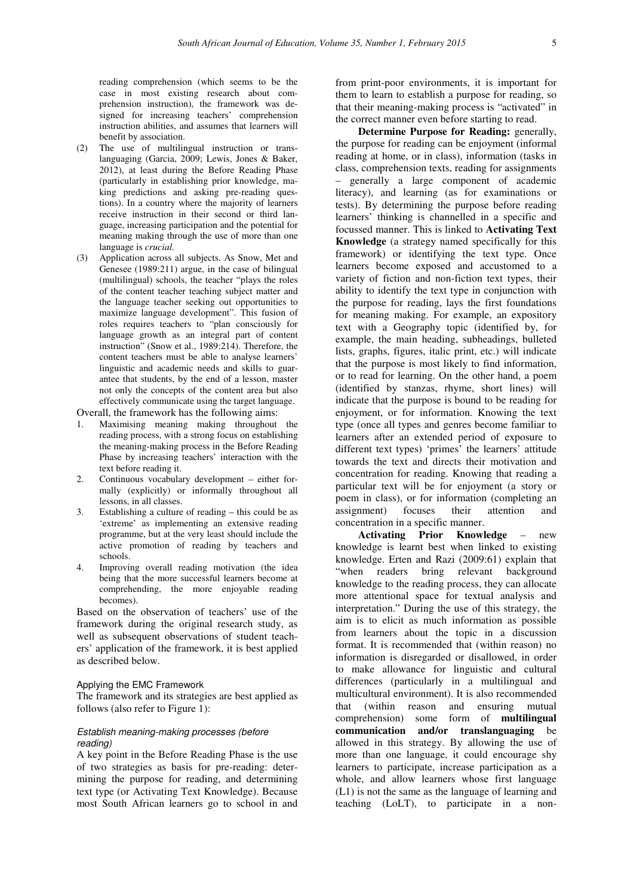reading comprehension (which seems to be the case in most existing research about comprehension instruction), the framework was designed for increasing teachers' comprehension instruction abilities, and assumes that learners will benefit by association.

(2) The use of multilingual instruction or translanguaging (Garcia, 2009; Lewis, Jones & Baker, 2012), at least during the Before Reading Phase (particularly in establishing prior knowledge, making predictions and asking pre-reading questions). In a country where the majority of learners receive instruction in their second or third language, increasing participation and the potential for meaning making through the use of more than one language is *crucial.*

(3) Application across all subjects. As Snow, Met and Genesee (1989:211) argue, in the case of bilingual (multilingual) schools, the teacher "plays the roles of the content teacher teaching subject matter and the language teacher seeking out opportunities to maximize language development". This fusion of roles requires teachers to "plan consciously for language growth as an integral part of content instruction" (Snow et al., 1989:214). Therefore, the content teachers must be able to analyse learners' linguistic and academic needs and skills to guarantee that students, by the end of a lesson, master not only the concepts of the content area but also effectively communicate using the target language.

Overall, the framework has the following aims:

1. Maximising meaning making throughout the reading process, with a strong focus on establishing the meaning-making process in the Before Reading Phase by increasing teachers' interaction with the text before reading it.
2. Continuous vocabulary development – either formally (explicitly) or informally throughout all lessons, in all classes.
3. Establishing a culture of reading – this could be as 'extreme' as implementing an extensive reading programme, but at the very least should include the active promotion of reading by teachers and schools.
4. Improving overall reading motivation (the idea being that the more successful learners become at comprehending, the more enjoyable reading becomes).

Based on the observation of teachers' use of the framework during the original research study, as well as subsequent observations of student teachers' application of the framework, it is best applied as described below.

#### Applying the EMC Framework

The framework and its strategies are best applied as follows (also refer to Figure 1):

##### *Establish meaning-making processes (before reading)*

A key point in the Before Reading Phase is the use of two strategies as basis for pre-reading: determining the purpose for reading, and determining text type (or Activating Text Knowledge). Because most South African learners go to school in and from print-poor environments, it is important for them to learn to establish a purpose for reading, so that their meaning-making process is "activated" in the correct manner even before starting to read.

**Determine Purpose for Reading:** generally, the purpose for reading can be enjoyment (informal reading at home, or in class), information (tasks in class, comprehension texts, reading for assignments – generally a large component of academic literacy), and learning (as for examinations or tests). By determining the purpose before reading learners' thinking is channelled in a specific and focussed manner. This is linked to **Activating Text Knowledge** (a strategy named specifically for this framework) or identifying the text type. Once learners become exposed and accustomed to a variety of fiction and non-fiction text types, their ability to identify the text type in conjunction with the purpose for reading, lays the first foundations for meaning making. For example, an expository text with a Geography topic (identified by, for example, the main heading, subheadings, bulleted lists, graphs, figures, italic print, etc.) will indicate that the purpose is most likely to find information, or to read for learning. On the other hand, a poem (identified by stanzas, rhyme, short lines) will indicate that the purpose is bound to be reading for enjoyment, or for information. Knowing the text type (once all types and genres become familiar to learners after an extended period of exposure to different text types) 'primes' the learners' attitude towards the text and directs their motivation and concentration for reading. Knowing that reading a particular text will be for enjoyment (a story or poem in class), or for information (completing an assignment) focuses their attention and concentration in a specific manner.

**Activating Prior Knowledge** – new knowledge is learnt best when linked to existing knowledge. Erten and Razi (2009:61) explain that "when readers bring relevant background knowledge to the reading process, they can allocate more attentional space for textual analysis and interpretation." During the use of this strategy, the aim is to elicit as much information as possible from learners about the topic in a discussion format. It is recommended that (within reason) no information is disregarded or disallowed, in order to make allowance for linguistic and cultural differences (particularly in a multilingual and multicultural environment). It is also recommended that (within reason and ensuring mutual comprehension) some form of **multilingual communication and/or translanguaging** be allowed in this strategy. By allowing the use of more than one language, it could encourage shy learners to participate, increase participation as a whole, and allow learners whose first language (L1) is not the same as the language of learning and teaching (LoLT), to participate in a non-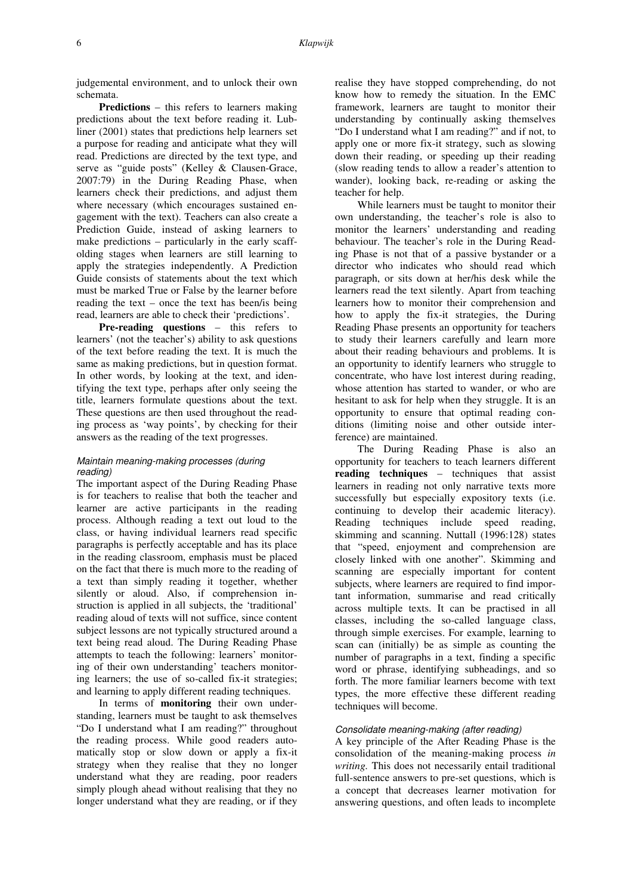judgemental environment, and to unlock their own schemata.

**Predictions** – this refers to learners making predictions about the text before reading it. Lubliner (2001) states that predictions help learners set a purpose for reading and anticipate what they will read. Predictions are directed by the text type, and serve as "guide posts" (Kelley & Clausen-Grace, 2007:79) in the During Reading Phase, when learners check their predictions, and adjust them where necessary (which encourages sustained engagement with the text). Teachers can also create a Prediction Guide, instead of asking learners to make predictions – particularly in the early scaffolding stages when learners are still learning to apply the strategies independently. A Prediction Guide consists of statements about the text which must be marked True or False by the learner before reading the text – once the text has been/is being read, learners are able to check their 'predictions'.

**Pre-reading questions** – this refers to learners' (not the teacher's) ability to ask questions of the text before reading the text. It is much the same as making predictions, but in question format. In other words, by looking at the text, and identifying the text type, perhaps after only seeing the title, learners formulate questions about the text. These questions are then used throughout the reading process as 'way points', by checking for their answers as the reading of the text progresses.

### *Maintain meaning-making processes (during reading)*

The important aspect of the During Reading Phase is for teachers to realise that both the teacher and learner are active participants in the reading process. Although reading a text out loud to the class, or having individual learners read specific paragraphs is perfectly acceptable and has its place in the reading classroom, emphasis must be placed on the fact that there is much more to the reading of a text than simply reading it together, whether silently or aloud. Also, if comprehension instruction is applied in all subjects, the 'traditional' reading aloud of texts will not suffice, since content subject lessons are not typically structured around a text being read aloud. The During Reading Phase attempts to teach the following: learners' monitoring of their own understanding' teachers monitoring learners; the use of so-called fix-it strategies; and learning to apply different reading techniques.

In terms of **monitoring** their own understanding, learners must be taught to ask themselves "Do I understand what I am reading?" throughout the reading process. While good readers automatically stop or slow down or apply a fix-it strategy when they realise that they no longer understand what they are reading, poor readers simply plough ahead without realising that they no longer understand what they are reading, or if they realise they have stopped comprehending, do not know how to remedy the situation. In the EMC framework, learners are taught to monitor their understanding by continually asking themselves "Do I understand what I am reading?" and if not, to apply one or more fix-it strategy, such as slowing down their reading, or speeding up their reading (slow reading tends to allow a reader's attention to wander), looking back, re-reading or asking the teacher for help.

While learners must be taught to monitor their own understanding, the teacher's role is also to monitor the learners' understanding and reading behaviour. The teacher's role in the During Reading Phase is not that of a passive bystander or a director who indicates who should read which paragraph, or sits down at her/his desk while the learners read the text silently. Apart from teaching learners how to monitor their comprehension and how to apply the fix-it strategies, the During Reading Phase presents an opportunity for teachers to study their learners carefully and learn more about their reading behaviours and problems. It is an opportunity to identify learners who struggle to concentrate, who have lost interest during reading, whose attention has started to wander, or who are hesitant to ask for help when they struggle. It is an opportunity to ensure that optimal reading conditions (limiting noise and other outside interference) are maintained.

The During Reading Phase is also an opportunity for teachers to teach learners different **reading techniques** – techniques that assist learners in reading not only narrative texts more successfully but especially expository texts (i.e. continuing to develop their academic literacy). Reading techniques include speed reading, skimming and scanning. Nuttall (1996:128) states that "speed, enjoyment and comprehension are closely linked with one another". Skimming and scanning are especially important for content subjects, where learners are required to find important information, summarise and read critically across multiple texts. It can be practised in all classes, including the so-called language class, through simple exercises. For example, learning to scan can (initially) be as simple as counting the number of paragraphs in a text, finding a specific word or phrase, identifying subheadings, and so forth. The more familiar learners become with text types, the more effective these different reading techniques will become.

### *Consolidate meaning-making (after reading)*

A key principle of the After Reading Phase is the consolidation of the meaning-making process *in writing.* This does not necessarily entail traditional full-sentence answers to pre-set questions, which is a concept that decreases learner motivation for answering questions, and often leads to incomplete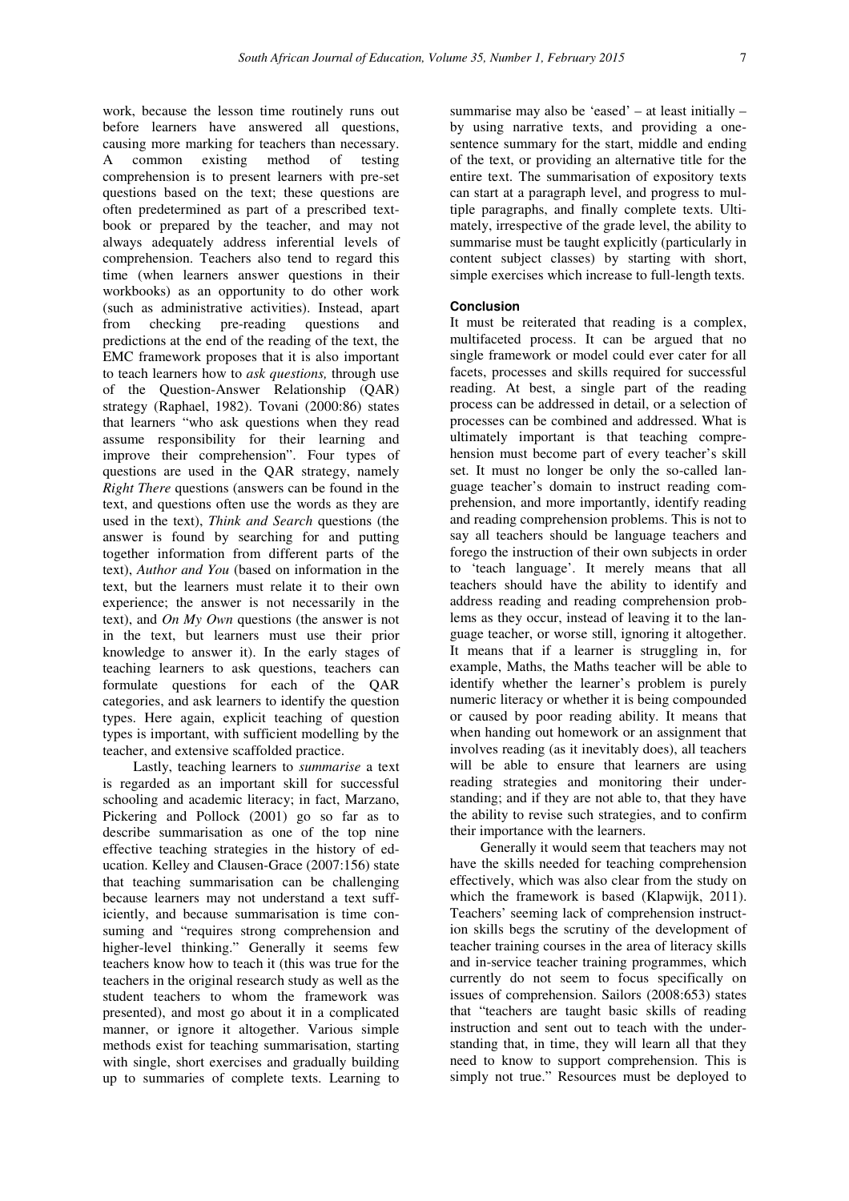work, because the lesson time routinely runs out before learners have answered all questions, causing more marking for teachers than necessary. A common existing method of testing comprehension is to present learners with pre-set questions based on the text; these questions are often predetermined as part of a prescribed textbook or prepared by the teacher, and may not always adequately address inferential levels of comprehension. Teachers also tend to regard this time (when learners answer questions in their workbooks) as an opportunity to do other work (such as administrative activities). Instead, apart from checking pre-reading questions and predictions at the end of the reading of the text, the EMC framework proposes that it is also important to teach learners how to *ask questions,* through use of the Question-Answer Relationship (QAR) strategy (Raphael, 1982). Tovani (2000:86) states that learners "who ask questions when they read assume responsibility for their learning and improve their comprehension". Four types of questions are used in the QAR strategy, namely *Right There* questions (answers can be found in the text, and questions often use the words as they are used in the text), *Think and Search* questions (the answer is found by searching for and putting together information from different parts of the text), *Author and You* (based on information in the text, but the learners must relate it to their own experience; the answer is not necessarily in the text), and *On My Own* questions (the answer is not in the text, but learners must use their prior knowledge to answer it). In the early stages of teaching learners to ask questions, teachers can formulate questions for each of the QAR categories, and ask learners to identify the question types. Here again, explicit teaching of question types is important, with sufficient modelling by the teacher, and extensive scaffolded practice.

Lastly, teaching learners to *summarise* a text is regarded as an important skill for successful schooling and academic literacy; in fact, Marzano, Pickering and Pollock (2001) go so far as to describe summarisation as one of the top nine effective teaching strategies in the history of education. Kelley and Clausen-Grace (2007:156) state that teaching summarisation can be challenging because learners may not understand a text sufficiently, and because summarisation is time consuming and "requires strong comprehension and higher-level thinking." Generally it seems few teachers know how to teach it (this was true for the teachers in the original research study as well as the student teachers to whom the framework was presented), and most go about it in a complicated manner, or ignore it altogether. Various simple methods exist for teaching summarisation, starting with single, short exercises and gradually building up to summaries of complete texts. Learning to summarise may also be 'eased' – at least initially – by using narrative texts, and providing a one-sentence summary for the start, middle and ending of the text, or providing an alternative title for the entire text. The summarisation of expository texts can start at a paragraph level, and progress to multiple paragraphs, and finally complete texts. Ultimately, irrespective of the grade level, the ability to summarise must be taught explicitly (particularly in content subject classes) by starting with short, simple exercises which increase to full-length texts.

## Conclusion

It must be reiterated that reading is a complex, multifaceted process. It can be argued that no single framework or model could ever cater for all facets, processes and skills required for successful reading. At best, a single part of the reading process can be addressed in detail, or a selection of processes can be combined and addressed. What is ultimately important is that teaching comprehension must become part of every teacher's skill set. It must no longer be only the so-called language teacher's domain to instruct reading comprehension, and more importantly, identify reading and reading comprehension problems. This is not to say all teachers should be language teachers and forego the instruction of their own subjects in order to 'teach language'. It merely means that all teachers should have the ability to identify and address reading and reading comprehension problems as they occur, instead of leaving it to the language teacher, or worse still, ignoring it altogether. It means that if a learner is struggling in, for example, Maths, the Maths teacher will be able to identify whether the learner's problem is purely numeric literacy or whether it is being compounded or caused by poor reading ability. It means that when handing out homework or an assignment that involves reading (as it inevitably does), all teachers will be able to ensure that learners are using reading strategies and monitoring their understanding; and if they are not able to, that they have the ability to revise such strategies, and to confirm their importance with the learners.

Generally it would seem that teachers may not have the skills needed for teaching comprehension effectively, which was also clear from the study on which the framework is based (Klapwijk, 2011). Teachers' seeming lack of comprehension instruction skills begs the scrutiny of the development of teacher training courses in the area of literacy skills and in-service teacher training programmes, which currently do not seem to focus specifically on issues of comprehension. Sailors (2008:653) states that "teachers are taught basic skills of reading instruction and sent out to teach with the understanding that, in time, they will learn all that they need to know to support comprehension. This is simply not true." Resources must be deployed to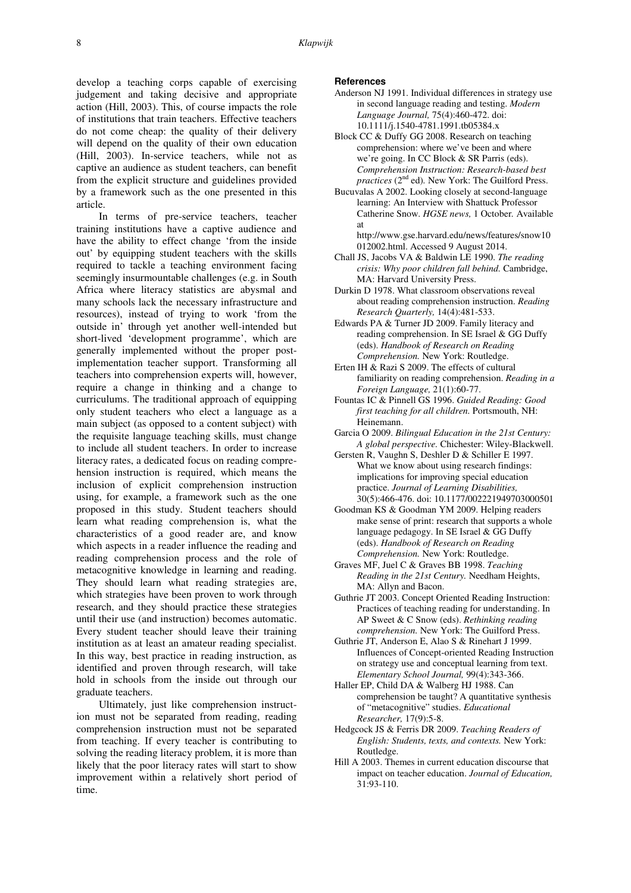develop a teaching corps capable of exercising judgement and taking decisive and appropriate action (Hill, 2003). This, of course impacts the role of institutions that train teachers. Effective teachers do not come cheap: the quality of their delivery will depend on the quality of their own education (Hill, 2003). In-service teachers, while not as captive an audience as student teachers, can benefit from the explicit structure and guidelines provided by a framework such as the one presented in this article.

In terms of pre-service teachers, teacher training institutions have a captive audience and have the ability to effect change 'from the inside out' by equipping student teachers with the skills required to tackle a teaching environment facing seemingly insurmountable challenges (e.g. in South Africa where literacy statistics are abysmal and many schools lack the necessary infrastructure and resources), instead of trying to work 'from the outside in' through yet another well-intended but short-lived 'development programme', which are generally implemented without the proper post-implementation teacher support. Transforming all teachers into comprehension experts will, however, require a change in thinking and a change to curriculums. The traditional approach of equipping only student teachers who elect a language as a main subject (as opposed to a content subject) with the requisite language teaching skills, must change to include all student teachers. In order to increase literacy rates, a dedicated focus on reading comprehension instruction is required, which means the inclusion of explicit comprehension instruction using, for example, a framework such as the one proposed in this study. Student teachers should learn what reading comprehension is, what the characteristics of a good reader are, and know which aspects in a reader influence the reading and reading comprehension process and the role of metacognitive knowledge in learning and reading. They should learn what reading strategies are, which strategies have been proven to work through research, and they should practice these strategies until their use (and instruction) becomes automatic. Every student teacher should leave their training institution as at least an amateur reading specialist. In this way, best practice in reading instruction, as identified and proven through research, will take hold in schools from the inside out through our graduate teachers.

Ultimately, just like comprehension instruction must not be separated from reading, reading comprehension instruction must not be separated from teaching. If every teacher is contributing to solving the reading literacy problem, it is more than likely that the poor literacy rates will start to show improvement within a relatively short period of time.

#### References

Anderson NJ 1991. Individual differences in strategy use in second language reading and testing. *Modern Language Journal,* 75(4):460-472. doi: 10.1111/j.1540-4781.1991.tb05384.x

Block CC & Duffy GG 2008. Research on teaching comprehension: where we've been and where we're going. In CC Block & SR Parris (eds). *Comprehension Instruction: Research-based best practices* (2nd ed). New York: The Guilford Press.

Bucuvalas A 2002. Looking closely at second-language learning: An Interview with Shattuck Professor Catherine Snow. *HGSE news,* 1 October. Available at http://www.gse.harvard.edu/news/features/snow10012002.html. Accessed 9 August 2014.

Chall JS, Jacobs VA & Baldwin LE 1990. *The reading crisis: Why poor children fall behind.* Cambridge, MA: Harvard University Press.

Durkin D 1978. What classroom observations reveal about reading comprehension instruction. *Reading Research Quarterly,* 14(4):481-533.

Edwards PA & Turner JD 2009. Family literacy and reading comprehension. In SE Israel & GG Duffy (eds). *Handbook of Research on Reading Comprehension.* New York: Routledge.

Erten IH & Razi S 2009. The effects of cultural familiarity on reading comprehension. *Reading in a Foreign Language,* 21(1):60-77.

Fountas IC & Pinnell GS 1996. *Guided Reading: Good first teaching for all children.* Portsmouth, NH: Heinemann.

Garcia O 2009. *Bilingual Education in the 21st Century: A global perspective.* Chichester: Wiley-Blackwell.

Gersten R, Vaughn S, Deshler D & Schiller E 1997. What we know about using research findings: implications for improving special education practice. *Journal of Learning Disabilities,* 30(5):466-476. doi: 10.1177/002221949703000501

Goodman KS & Goodman YM 2009. Helping readers make sense of print: research that supports a whole language pedagogy. In SE Israel & GG Duffy (eds). *Handbook of Research on Reading Comprehension.* New York: Routledge.

Graves MF, Juel C & Graves BB 1998. *Teaching Reading in the 21st Century.* Needham Heights, MA: Allyn and Bacon.

Guthrie JT 2003. Concept Oriented Reading Instruction: Practices of teaching reading for understanding. In AP Sweet & C Snow (eds). *Rethinking reading comprehension.* New York: The Guilford Press.

Guthrie JT, Anderson E, Alao S & Rinehart J 1999. Influences of Concept-oriented Reading Instruction on strategy use and conceptual learning from text. *Elementary School Journal,* 99(4):343-366.

Haller EP, Child DA & Walberg HJ 1988. Can comprehension be taught? A quantitative synthesis of "metacognitive" studies. *Educational Researcher,* 17(9):5-8.

Hedgcock JS & Ferris DR 2009. *Teaching Readers of English: Students, texts, and contexts.* New York: Routledge.

Hill A 2003. Themes in current education discourse that impact on teacher education. *Journal of Education,* 31:93-110.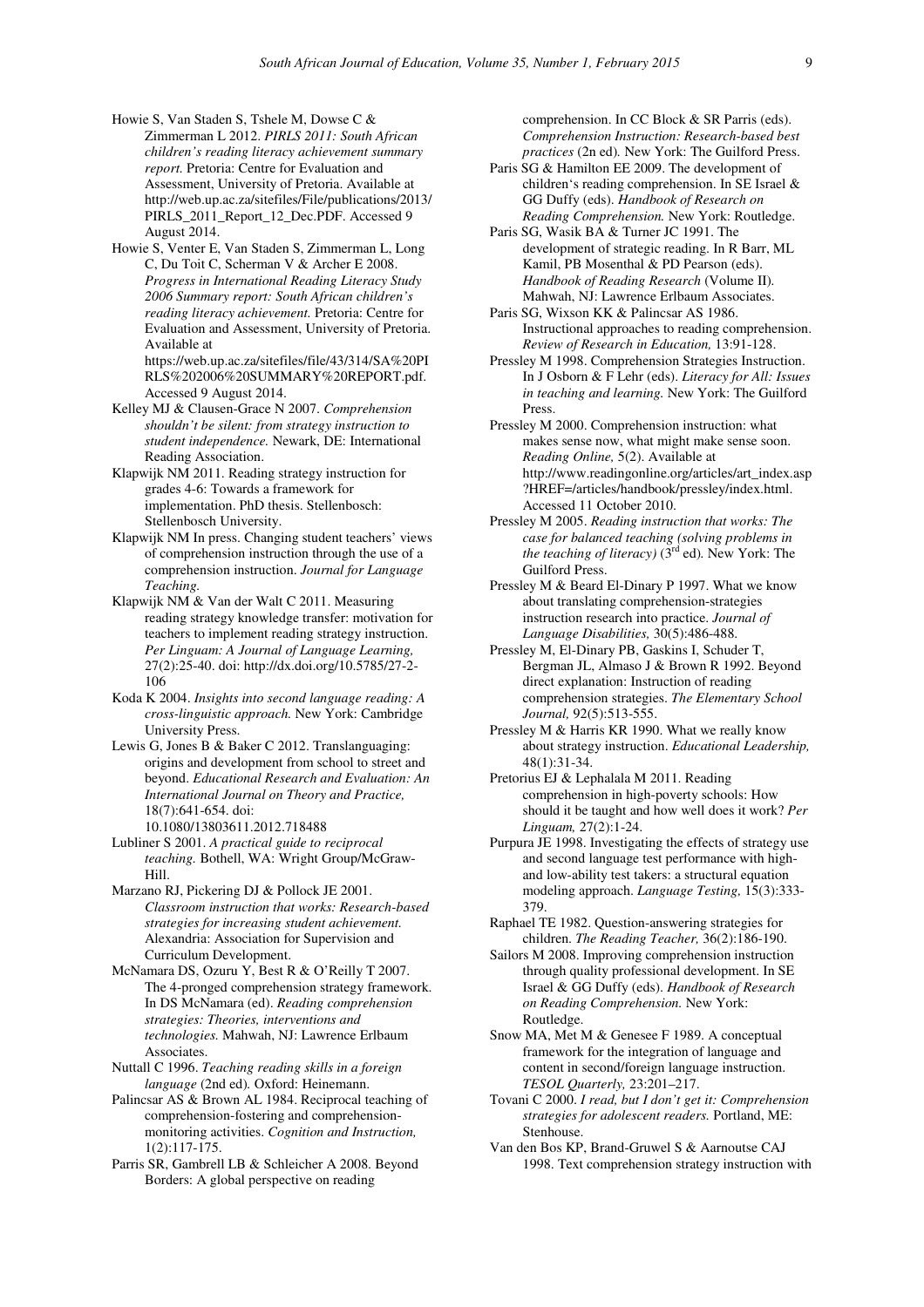Howie S, Van Staden S, Tshele M, Dowse C & Zimmerman L 2012. *PIRLS 2011: South African children's reading literacy achievement summary report.* Pretoria: Centre for Evaluation and Assessment, University of Pretoria. Available at http://web.up.ac.za/sitefiles/File/publications/2013/PIRLS_2011_Report_12_Dec.PDF. Accessed 9 August 2014.

Howie S, Venter E, Van Staden S, Zimmerman L, Long C, Du Toit C, Scherman V & Archer E 2008. *Progress in International Reading Literacy Study 2006 Summary report: South African children's reading literacy achievement.* Pretoria: Centre for Evaluation and Assessment, University of Pretoria. Available at https://web.up.ac.za/sitefiles/file/43/314/SA%20PIRLS%202006%20SUMMARY%20REPORT.pdf. Accessed 9 August 2014.

Kelley MJ & Clausen-Grace N 2007. *Comprehension shouldn't be silent: from strategy instruction to student independence.* Newark, DE: International Reading Association.

Klapwijk NM 2011. Reading strategy instruction for grades 4-6: Towards a framework for implementation. PhD thesis. Stellenbosch: Stellenbosch University.

Klapwijk NM In press. Changing student teachers' views of comprehension instruction through the use of a comprehension instruction. *Journal for Language Teaching.*

Klapwijk NM & Van der Walt C 2011. Measuring reading strategy knowledge transfer: motivation for teachers to implement reading strategy instruction. *Per Linguam: A Journal of Language Learning,* 27(2):25-40. doi: http://dx.doi.org/10.5785/27-2-106

Koda K 2004. *Insights into second language reading: A cross-linguistic approach.* New York: Cambridge University Press.

Lewis G, Jones B & Baker C 2012. Translanguaging: origins and development from school to street and beyond. *Educational Research and Evaluation: An International Journal on Theory and Practice,* 18(7):641-654. doi: 10.1080/13803611.2012.718488

Lubliner S 2001. *A practical guide to reciprocal teaching.* Bothell, WA: Wright Group/McGraw-Hill.

Marzano RJ, Pickering DJ & Pollock JE 2001. *Classroom instruction that works: Research-based strategies for increasing student achievement.* Alexandria: Association for Supervision and Curriculum Development.

McNamara DS, Ozuru Y, Best R & O'Reilly T 2007. The 4-pronged comprehension strategy framework. In DS McNamara (ed). *Reading comprehension strategies: Theories, interventions and technologies.* Mahwah, NJ: Lawrence Erlbaum Associates.

Nuttall C 1996. *Teaching reading skills in a foreign language* (2nd ed)*.* Oxford: Heinemann.

Palincsar AS & Brown AL 1984. Reciprocal teaching of comprehension-fostering and comprehension-monitoring activities. *Cognition and Instruction,* 1(2):117-175.

Parris SR, Gambrell LB & Schleicher A 2008. Beyond Borders: A global perspective on reading comprehension. In CC Block & SR Parris (eds). *Comprehension Instruction: Research-based best practices* (2n ed)*.* New York: The Guilford Press.

Paris SG & Hamilton EE 2009. The development of children's reading comprehension. In SE Israel & GG Duffy (eds). *Handbook of Research on Reading Comprehension.* New York: Routledge.

Paris SG, Wasik BA & Turner JC 1991. The development of strategic reading. In R Barr, ML Kamil, PB Mosenthal & PD Pearson (eds). *Handbook of Reading Research* (Volume II)*.* Mahwah, NJ: Lawrence Erlbaum Associates.

Paris SG, Wixson KK & Palincsar AS 1986. Instructional approaches to reading comprehension. *Review of Research in Education,* 13:91-128.

Pressley M 1998. Comprehension Strategies Instruction. In J Osborn & F Lehr (eds). *Literacy for All: Issues in teaching and learning.* New York: The Guilford Press.

Pressley M 2000. Comprehension instruction: what makes sense now, what might make sense soon. *Reading Online,* 5(2). Available at http://www.readingonline.org/articles/art_index.asp?HREF=/articles/handbook/pressley/index.html. Accessed 11 October 2010.

Pressley M 2005. *Reading instruction that works: The case for balanced teaching (solving problems in the teaching of literacy)* (3rd ed)*.* New York: The Guilford Press.

Pressley M & Beard El-Dinary P 1997. What we know about translating comprehension-strategies instruction research into practice. *Journal of Language Disabilities,* 30(5):486-488.

Pressley M, El-Dinary PB, Gaskins I, Schuder T, Bergman JL, Almaso J & Brown R 1992. Beyond direct explanation: Instruction of reading comprehension strategies. *The Elementary School Journal,* 92(5):513-555.

Pressley M & Harris KR 1990. What we really know about strategy instruction. *Educational Leadership,* 48(1):31-34.

Pretorius EJ & Lephalala M 2011. Reading comprehension in high-poverty schools: How should it be taught and how well does it work? *Per Linguam,* 27(2):1-24.

Purpura JE 1998. Investigating the effects of strategy use and second language test performance with high- and low-ability test takers: a structural equation modeling approach. *Language Testing,* 15(3):333-379.

Raphael TE 1982. Question-answering strategies for children. *The Reading Teacher,* 36(2):186-190.

Sailors M 2008. Improving comprehension instruction through quality professional development. In SE Israel & GG Duffy (eds). *Handbook of Research on Reading Comprehension.* New York: Routledge.

Snow MA, Met M & Genesee F 1989. A conceptual framework for the integration of language and content in second/foreign language instruction. *TESOL Quarterly,* 23:201–217.

Tovani C 2000. *I read, but I don't get it: Comprehension strategies for adolescent readers.* Portland, ME: Stenhouse.

Van den Bos KP, Brand-Gruwel S & Aarnoutse CAJ 1998. Text comprehension strategy instruction with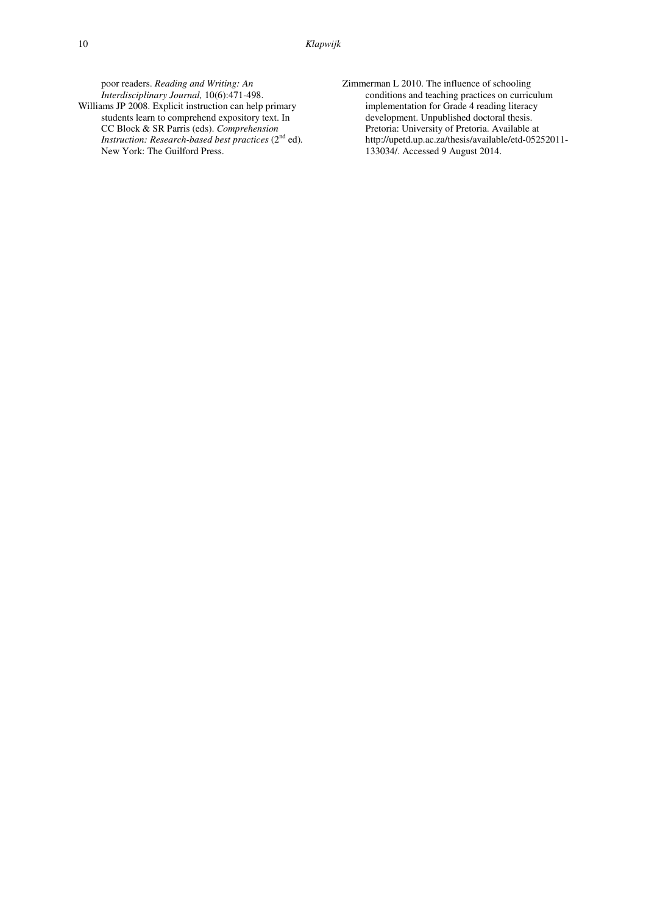poor readers. *Reading and Writing: An Interdisciplinary Journal,* 10(6):471-498.

Williams JP 2008. Explicit instruction can help primary students learn to comprehend expository text. In CC Block & SR Parris (eds). *Comprehension Instruction: Research-based best practices* (2nd ed). New York: The Guilford Press.

Zimmerman L 2010. The influence of schooling conditions and teaching practices on curriculum implementation for Grade 4 reading literacy development. Unpublished doctoral thesis. Pretoria: University of Pretoria. Available at http://upetd.up.ac.za/thesis/available/etd-05252011-133034/. Accessed 9 August 2014.